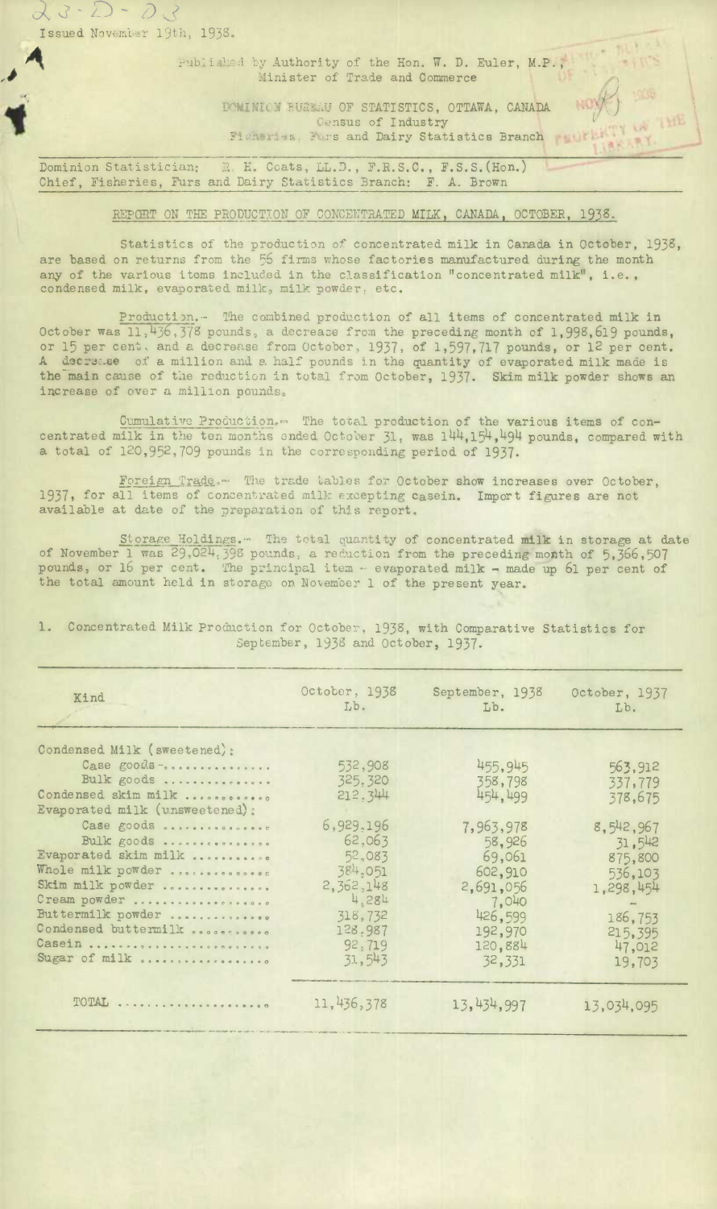23-D-03

Issued November 19th, 1938.

Published by Authority of the Hon. W. D. Euler, M.P., Minister of Trade and Commerce

DOMINION BUREAU OF STATISTICS, OTTAWA, CANADA
Census of Industry
Fisheries, Furs and Dairy Statistics Branch

Dominion Statistician: R. H. Coats, LL.D., F.R.S.C., F.S.S.(Hon.)
Chief, Fisheries, Furs and Dairy Statistics Branch: F. A. Brown

# REPORT ON THE PRODUCTION OF CONCENTRATED MILK, CANADA, OCTOBER, 1938.

Statistics of the production of concentrated milk in Canada in October, 1938, are based on returns from the 56 firms whose factories manufactured during the month any of the various items included in the classification "concentrated milk", i.e., condensed milk, evaporated milk, milk powder, etc.

Production.- The combined production of all items of concentrated milk in October was 11,436,378 pounds, a decrease from the preceding month of 1,998,619 pounds, or 15 per cent, and a decrease from October, 1937, of 1,597,717 pounds, or 12 per cent. A decrease of a million and a half pounds in the quantity of evaporated milk made is the main cause of the reduction in total from October, 1937. Skim milk powder shows an increase of over a million pounds.

Cumulative Production.- The total production of the various items of concentrated milk in the ten months ended October 31, was 144,154,494 pounds, compared with a total of 120,952,709 pounds in the corresponding period of 1937.

Foreign Trade.- The trade tables for October show increases over October, 1937, for all items of concentrated milk excepting casein. Import figures are not available at date of the preparation of this report.

Storage Holdings.- The total quantity of concentrated milk in storage at date of November 1 was 29,024,398 pounds, a reduction from the preceding month of 5,366,507 pounds, or 16 per cent. The principal item - evaporated milk - made up 61 per cent of the total amount held in storage on November 1 of the present year.

1. Concentrated Milk Production for October, 1938, with Comparative Statistics for September, 1938 and October, 1937.

| Kind | October, 1938 Lb. | September, 1938 Lb. | October, 1937 Lb. |
|---|---|---|---|
| Condensed Milk (sweetened): | | | |
| Case goods | 532,908 | 455,945 | 563,912 |
| Bulk goods | 325,320 | 358,798 | 337,779 |
| Condensed skim milk | 212,344 | 454,499 | 378,675 |
| Evaporated milk (unsweetened): | | | |
| Case goods | 6,929,196 | 7,963,978 | 8,542,967 |
| Bulk goods | 62,063 | 58,926 | 31,542 |
| Evaporated skim milk | 52,083 | 69,061 | 875,800 |
| Whole milk powder | 384,051 | 602,910 | 536,103 |
| Skim milk powder | 2,362,148 | 2,691,056 | 1,298,454 |
| Cream powder | 4,284 | 7,040 | - |
| Buttermilk powder | 318,732 | 426,599 | 186,753 |
| Condensed buttermilk | 128,987 | 192,970 | 215,395 |
| Casein | 92,719 | 120,884 | 47,012 |
| Sugar of milk | 31,543 | 32,331 | 19,703 |
| TOTAL | 11,436,378 | 13,434,997 | 13,034,095 |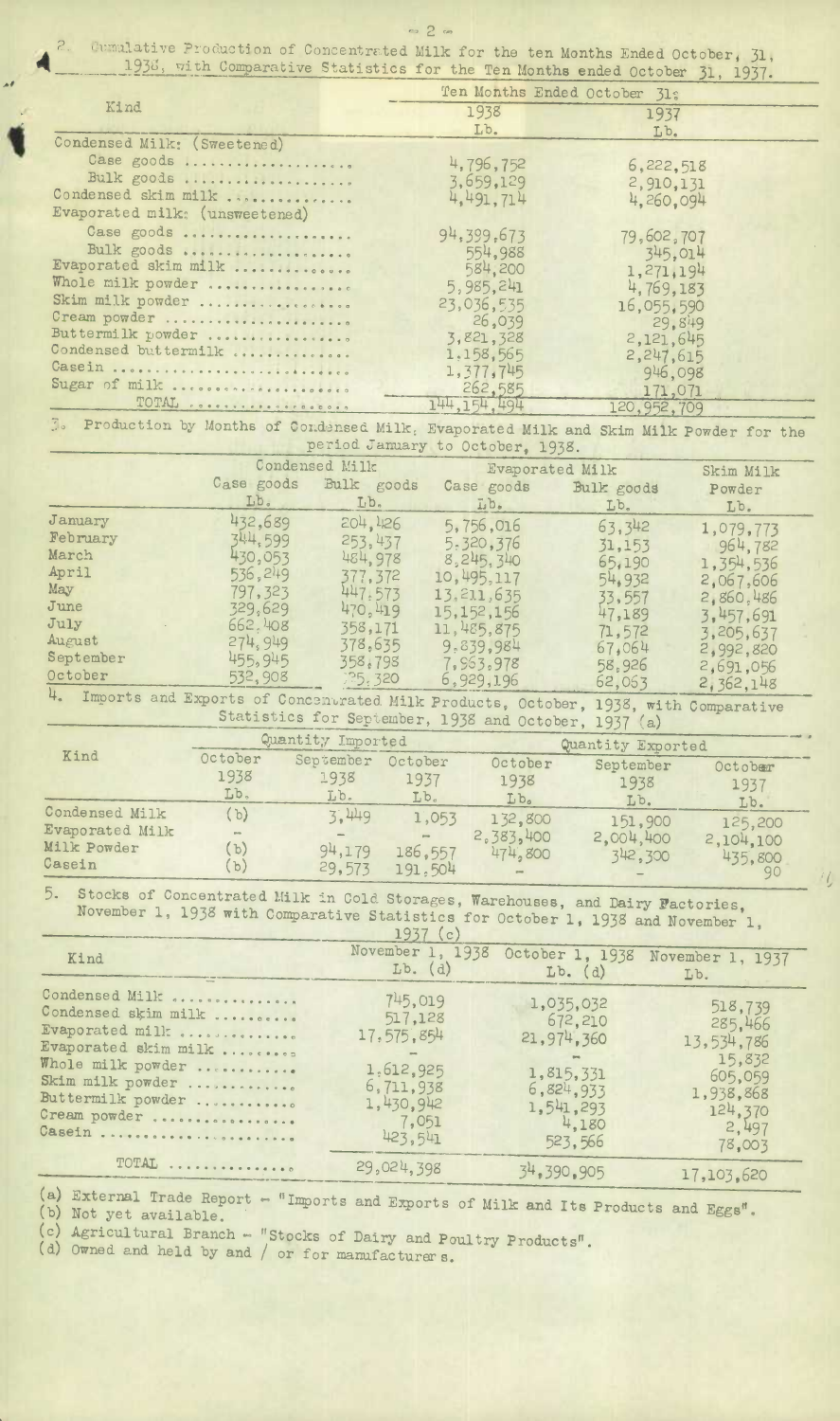2. Cumulative Production of Concentrated Milk for the ten Months Ended October, 31, 1938, with Comparative Statistics for the Ten Months ended October 31, 1937.

| Kind | Ten Months Ended October 31: | |
|---|---|---|
| | 1938 | 1937 |
| | Lb. | Lb. |
| Condensed Milk: (Sweetened) | | |
| Case goods | 4,796,752 | 6,222,518 |
| Bulk goods | 3,659,129 | 2,910,131 |
| Condensed skim milk | 4,491,714 | 4,260,094 |
| Evaporated milk: (unsweetened) | | |
| Case goods | 94,399,673 | 79,602,707 |
| Bulk goods | 554,988 | 345,014 |
| Evaporated skim milk | 584,200 | 1,271,194 |
| Whole milk powder | 5,985,241 | 4,769,183 |
| Skim milk powder | 23,036,535 | 16,055,590 |
| Cream powder | 26,039 | 29,849 |
| Buttermilk powder | 3,821,328 | 2,121,645 |
| Condensed buttermilk | 1,158,565 | 2,247,615 |
| Casein | 1,377,745 | 946,098 |
| Sugar of milk | 262,585 | 171,071 |
| TOTAL | 144,154,494 | 120,952,709 |

3. Production by Months of Condensed Milk, Evaporated Milk and Skim Milk Powder for the period January to October, 1938.

| | Condensed Milk | | Evaporated Milk | | Skim Milk |
|---|---|---|---|---|---|
| | Case goods | Bulk goods | Case goods | Bulk goods | Powder |
| | Lb. | Lb. | Lb. | Lb. | Lb. |
| January | 432,689 | 204,426 | 5,756,016 | 63,342 | 1,079,773 |
| February | 344,599 | 253,437 | 5,320,376 | 31,153 | 964,782 |
| March | 430,053 | 484,978 | 8,245,340 | 65,190 | 1,354,536 |
| April | 536,249 | 377,372 | 10,495,117 | 54,932 | 2,067,606 |
| May | 797,323 | 447,573 | 13,211,635 | 33,557 | 2,860,486 |
| June | 329,629 | 470,419 | 15,152,156 | 47,189 | 3,457,691 |
| July | 662,408 | 358,171 | 11,485,875 | 71,572 | 3,205,637 |
| August | 274,949 | 378,635 | 9,839,984 | 67,064 | 2,992,820 |
| September | 455,945 | 358,798 | 7,963,978 | 58,926 | 2,691,056 |
| October | 532,908 | 325,320 | 6,929,196 | 62,063 | 2,362,148 |

4. Imports and Exports of Concentrated Milk Products, October, 1938, with Comparative Statistics for September, 1938 and October, 1937 (a)

| Kind | Quantity Imported | | | Quantity Exported | | |
|---|---|---|---|---|---|---|
| | October 1938 | September 1938 | October 1937 | October 1938 | September 1938 | October 1937 |
| | Lb. | Lb. | Lb. | Lb. | Lb. | Lb. |
| Condensed Milk | (b) | 3,449 | 1,053 | 132,800 | 151,900 | 125,200 |
| Evaporated Milk | - | - | - | 2,383,400 | 2,004,400 | 2,104,100 |
| Milk Powder | (b) | 94,179 | 186,557 | 474,800 | 342,300 | 435,800 |
| Casein | (b) | 29,573 | 191,504 | - | - | 90 |

5. Stocks of Concentrated Milk in Cold Storages, Warehouses, and Dairy Factories, November 1, 1938 with Comparative Statistics for October 1, 1938 and November 1, 1937 (c)

| Kind | November 1, 1938 Lb. (d) | October 1, 1938 Lb. (d) | November 1, 1937 Lb. |
|---|---|---|---|
| Condensed Milk | 745,019 | 1,035,032 | 518,739 |
| Condensed skim milk | 517,128 | 672,210 | 285,466 |
| Evaporated milk | 17,575,854 | 21,974,360 | 13,534,786 |
| Evaporated skim milk | - | - | 15,832 |
| Whole milk powder | 1,612,925 | 1,815,331 | 605,059 |
| Skim milk powder | 6,711,938 | 6,824,933 | 1,938,868 |
| Buttermilk powder | 1,430,942 | 1,541,293 | 124,370 |
| Cream powder | 7,051 | 4,180 | 2,497 |
| Casein | 423,541 | 523,566 | 78,003 |
| TOTAL | 29,024,398 | 34,390,905 | 17,103,620 |

(a) External Trade Report - "Imports and Exports of Milk and Its Products and Eggs".
(b) Not yet available.
(c) Agricultural Branch - "Stocks of Dairy and Poultry Products".
(d) Owned and held by and / or for manufacturers.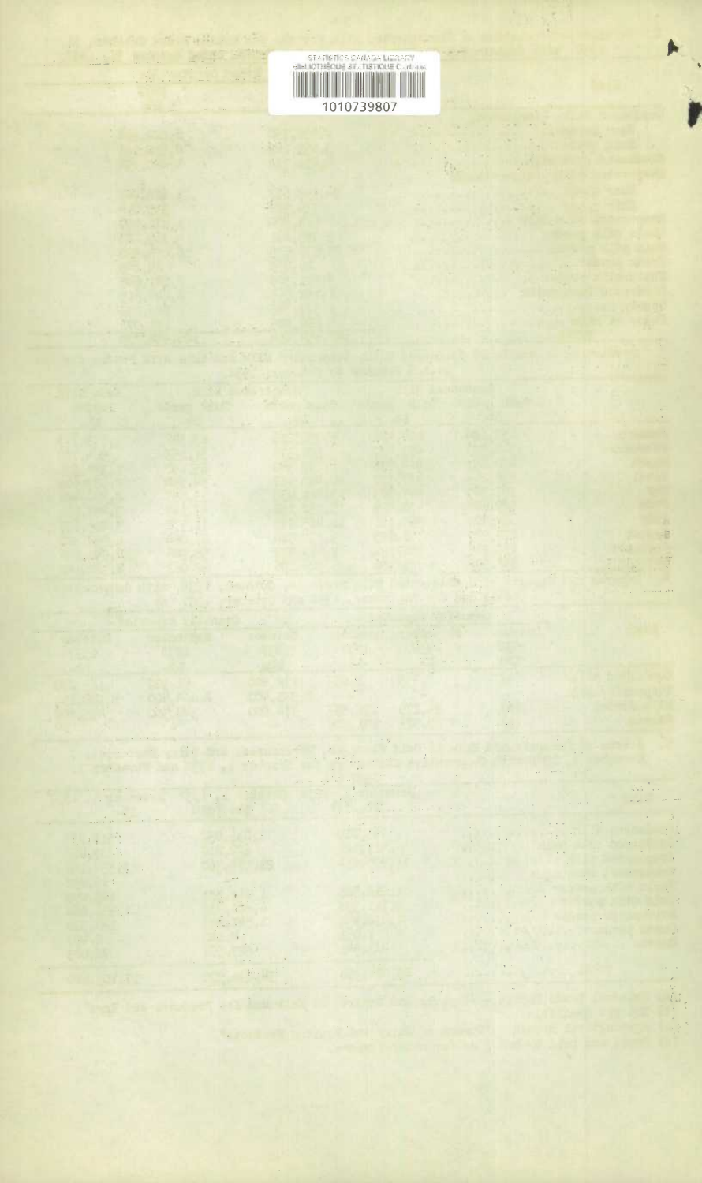STATISTICS CANADA LIBRARY
BIBLIOTHÈQUE STATISTIQUE CANADA

1010739807